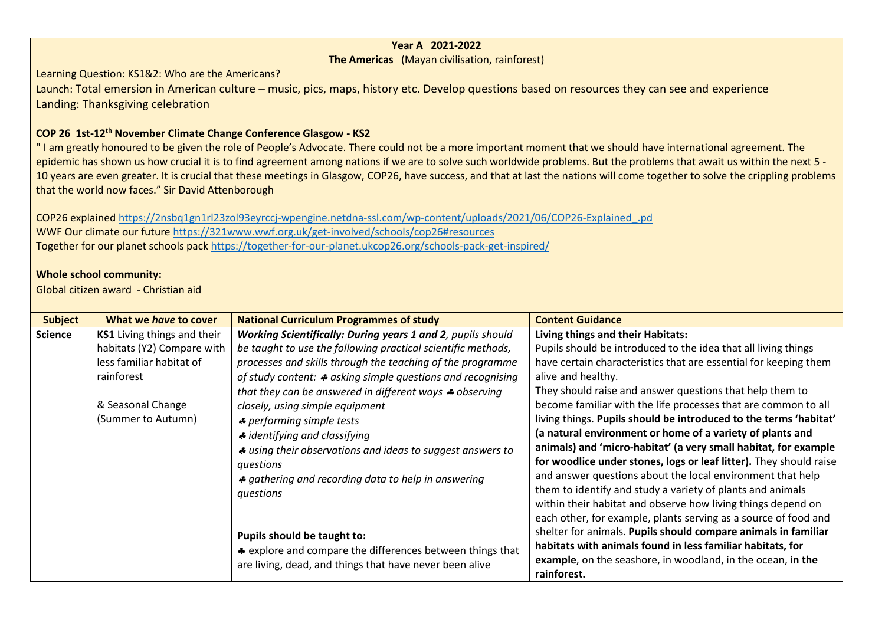**Year A 2021-2022**

**The Americas** (Mayan civilisation, rainforest)

Learning Question: KS1&2: Who are the Americans?

Launch: Total emersion in American culture – music, pics, maps, history etc. Develop questions based on resources they can see and experience

Landing: Thanksgiving celebration

**COP 26 1st-12th November Climate Change Conference Glasgow - KS2**

" I am greatly honoured to be given the role of People's Advocate. There could not be a more important moment that we should have international agreement. The epidemic has shown us how crucial it is to find agreement among nations if we are to solve such worldwide problems. But the problems that await us within the next 5 - 10 years are even greater. It is crucial that these meetings in Glasgow, COP26, have success, and that at last the nations will come together to solve the crippling problems that the world now faces." Sir David Attenborough

COP26 explained https://2nsbq1gn1rl23zol93eyrccj-wpengine.netdna-ssl.com/wp-content/uploads/2021/06/COP26-Explained_.pd

WWF Our climate our future https://321www.wwf.org.uk/get-involved/schools/cop26#resources

Together for our planet schools pack https://together-for-our-planet.ukcop26.org/schools-pack-get-inspired/

**Whole school community:**

Global citizen award - Christian aid

| Subject | What we *have* to cover | National Curriculum Programmes of study | Content Guidance |
|---|---|---|---|
| **Science** | **KS1** Living things and their habitats (Y2) Compare with less familiar habitat of rainforest<br><br>& Seasonal Change (Summer to Autumn) | ***Working Scientifically: During years 1 and 2****, pupils should be taught to use the following practical scientific methods, processes and skills through the teaching of the programme of study content: ♣ asking simple questions and recognising that they can be answered in different ways ♣ observing closely, using simple equipment*<br>*♣ performing simple tests*<br>*♣ identifying and classifying*<br>*♣ using their observations and ideas to suggest answers to questions*<br>*♣ gathering and recording data to help in answering questions*<br><br>**Pupils should be taught to:**<br>♣ explore and compare the differences between things that are living, dead, and things that have never been alive | **Living things and their Habitats:**<br>Pupils should be introduced to the idea that all living things have certain characteristics that are essential for keeping them alive and healthy.<br>They should raise and answer questions that help them to become familiar with the life processes that are common to all living things. **Pupils should be introduced to the terms 'habitat' (a natural environment or home of a variety of plants and animals) and 'micro-habitat' (a very small habitat, for example for woodlice under stones, logs or leaf litter).** They should raise and answer questions about the local environment that help them to identify and study a variety of plants and animals within their habitat and observe how living things depend on each other, for example, plants serving as a source of food and shelter for animals. **Pupils should compare animals in familiar habitats with animals found in less familiar habitats, for example**, on the seashore, in woodland, in the ocean, **in the rainforest.** |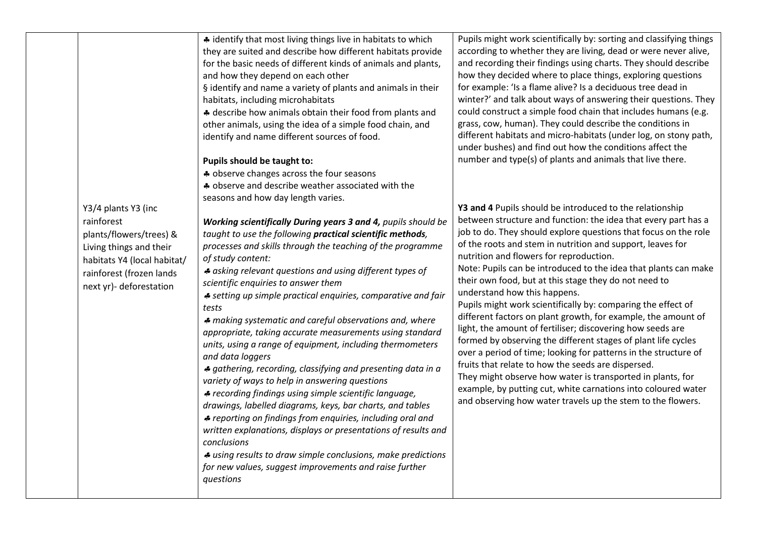|  |  |  |  |
|---|---|---|---|
|  | Y3/4 plants Y3 (inc rainforest plants/flowers/trees) & Living things and their habitats Y4 (local habitat/ rainforest (frozen lands next yr)- deforestation | ♣ identify that most living things live in habitats to which they are suited and describe how different habitats provide for the basic needs of different kinds of animals and plants, and how they depend on each other<br>§ identify and name a variety of plants and animals in their habitats, including microhabitats<br>♣ describe how animals obtain their food from plants and other animals, using the idea of a simple food chain, and identify and name different sources of food.<br><br>**Pupils should be taught to:**<br>♣ observe changes across the four seasons<br>♣ observe and describe weather associated with the seasons and how day length varies.<br><br>***Working scientifically During years 3 and 4,*** *pupils should be taught to use the following* ***practical scientific methods****, processes and skills through the teaching of the programme of study content:*<br>♣ *asking relevant questions and using different types of scientific enquiries to answer them*<br>♣ *setting up simple practical enquiries, comparative and fair tests*<br>♣ *making systematic and careful observations and, where appropriate, taking accurate measurements using standard units, using a range of equipment, including thermometers and data loggers*<br>♣ *gathering, recording, classifying and presenting data in a variety of ways to help in answering questions*<br>♣ *recording findings using simple scientific language, drawings, labelled diagrams, keys, bar charts, and tables*<br>♣ *reporting on findings from enquiries, including oral and written explanations, displays or presentations of results and conclusions*<br>♣ *using results to draw simple conclusions, make predictions for new values, suggest improvements and raise further questions* | Pupils might work scientifically by: sorting and classifying things according to whether they are living, dead or were never alive, and recording their findings using charts. They should describe how they decided where to place things, exploring questions for example: 'Is a flame alive? Is a deciduous tree dead in winter?' and talk about ways of answering their questions. They could construct a simple food chain that includes humans (e.g. grass, cow, human). They could describe the conditions in different habitats and micro-habitats (under log, on stony path, under bushes) and find out how the conditions affect the number and type(s) of plants and animals that live there.<br><br>**Y3 and 4** Pupils should be introduced to the relationship between structure and function: the idea that every part has a job to do. They should explore questions that focus on the role of the roots and stem in nutrition and support, leaves for nutrition and flowers for reproduction.<br>Note: Pupils can be introduced to the idea that plants can make their own food, but at this stage they do not need to understand how this happens.<br>Pupils might work scientifically by: comparing the effect of different factors on plant growth, for example, the amount of light, the amount of fertiliser; discovering how seeds are formed by observing the different stages of plant life cycles over a period of time; looking for patterns in the structure of fruits that relate to how the seeds are dispersed.<br>They might observe how water is transported in plants, for example, by putting cut, white carnations into coloured water and observing how water travels up the stem to the flowers. |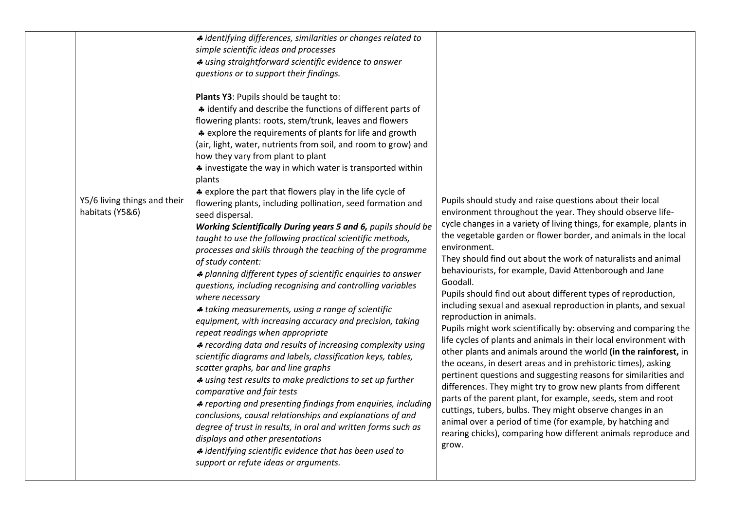| | | | |
|---|---|---|---|
| | Y5/6 living things and their habitats (Y5&6) | ♣ *identifying differences, similarities or changes related to simple scientific ideas and processes*<br>♣ *using straightforward scientific evidence to answer questions or to support their findings.*<br><br>**Plants Y3**: Pupils should be taught to:<br>♣ identify and describe the functions of different parts of flowering plants: roots, stem/trunk, leaves and flowers<br>♣ explore the requirements of plants for life and growth (air, light, water, nutrients from soil, and room to grow) and how they vary from plant to plant<br>♣ investigate the way in which water is transported within plants<br>♣ explore the part that flowers play in the life cycle of flowering plants, including pollination, seed formation and seed dispersal.<br>***Working Scientifically During years 5 and 6,*** *pupils should be taught to use the following practical scientific methods, processes and skills through the teaching of the programme of study content:*<br>♣ *planning different types of scientific enquiries to answer questions, including recognising and controlling variables where necessary*<br>♣ *taking measurements, using a range of scientific equipment, with increasing accuracy and precision, taking repeat readings when appropriate*<br>♣ *recording data and results of increasing complexity using scientific diagrams and labels, classification keys, tables, scatter graphs, bar and line graphs*<br>♣ *using test results to make predictions to set up further comparative and fair tests*<br>♣ *reporting and presenting findings from enquiries, including conclusions, causal relationships and explanations of and degree of trust in results, in oral and written forms such as displays and other presentations*<br>♣ *identifying scientific evidence that has been used to support or refute ideas or arguments.* | Pupils should study and raise questions about their local environment throughout the year. They should observe life-cycle changes in a variety of living things, for example, plants in the vegetable garden or flower border, and animals in the local environment.<br>They should find out about the work of naturalists and animal behaviourists, for example, David Attenborough and Jane Goodall.<br>Pupils should find out about different types of reproduction, including sexual and asexual reproduction in plants, and sexual reproduction in animals.<br>Pupils might work scientifically by: observing and comparing the life cycles of plants and animals in their local environment with other plants and animals around the world **(in the rainforest,** in the oceans, in desert areas and in prehistoric times), asking pertinent questions and suggesting reasons for similarities and differences. They might try to grow new plants from different parts of the parent plant, for example, seeds, stem and root cuttings, tubers, bulbs. They might observe changes in an animal over a period of time (for example, by hatching and rearing chicks), comparing how different animals reproduce and grow. |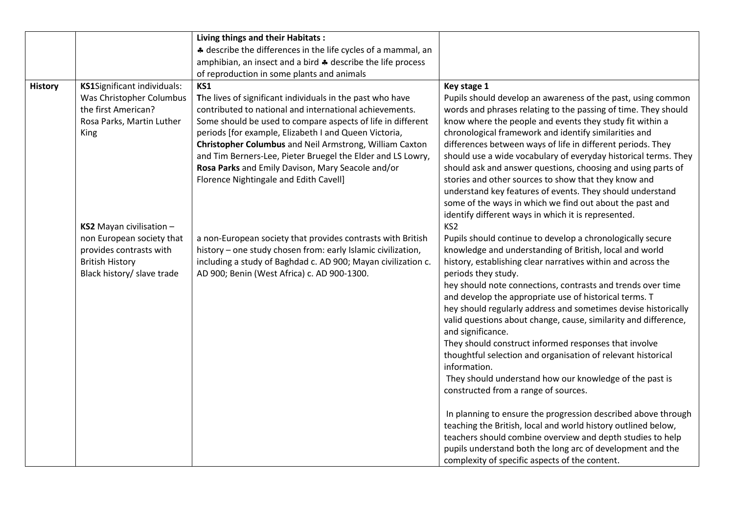|  |  |  |  |
|---|---|---|---|
|  |  | **Living things and their Habitats :**<br>♣ describe the differences in the life cycles of a mammal, an amphibian, an insect and a bird ♣ describe the life process of reproduction in some plants and animals |  |
| **History** | **KS1**Significant individuals: Was Christopher Columbus the first American?<br>Rosa Parks, Martin Luther King<br><br>**KS2** Mayan civilisation – non European society that provides contrasts with British History<br>Black history/ slave trade | **KS1**<br>**T**he lives of significant individuals in the past who have contributed to national and international achievements. Some should be used to compare aspects of life in different periods [for example, Elizabeth I and Queen Victoria, **Christopher Columbus** and Neil Armstrong, William Caxton and Tim Berners-Lee, Pieter Bruegel the Elder and LS Lowry, **Rosa Parks** and Emily Davison, Mary Seacole and/or Florence Nightingale and Edith Cavell]<br><br>a non-European society that provides contrasts with British history – one study chosen from: early Islamic civilization, including a study of Baghdad c. AD 900; Mayan civilization c. AD 900; Benin (West Africa) c. AD 900-1300. | **Key stage 1**<br>Pupils should develop an awareness of the past, using common words and phrases relating to the passing of time. They should know where the people and events they study fit within a chronological framework and identify similarities and differences between ways of life in different periods. They should use a wide vocabulary of everyday historical terms. They should ask and answer questions, choosing and using parts of stories and other sources to show that they know and understand key features of events. They should understand some of the ways in which we find out about the past and identify different ways in which it is represented.<br>KS2<br>Pupils should continue to develop a chronologically secure knowledge and understanding of British, local and world history, establishing clear narratives within and across the periods they study.<br>hey should note connections, contrasts and trends over time and develop the appropriate use of historical terms. T<br>hey should regularly address and sometimes devise historically valid questions about change, cause, similarity and difference, and significance.<br>They should construct informed responses that involve thoughtful selection and organisation of relevant historical information.<br>They should understand how our knowledge of the past is constructed from a range of sources.<br><br>In planning to ensure the progression described above through teaching the British, local and world history outlined below, teachers should combine overview and depth studies to help pupils understand both the long arc of development and the complexity of specific aspects of the content. |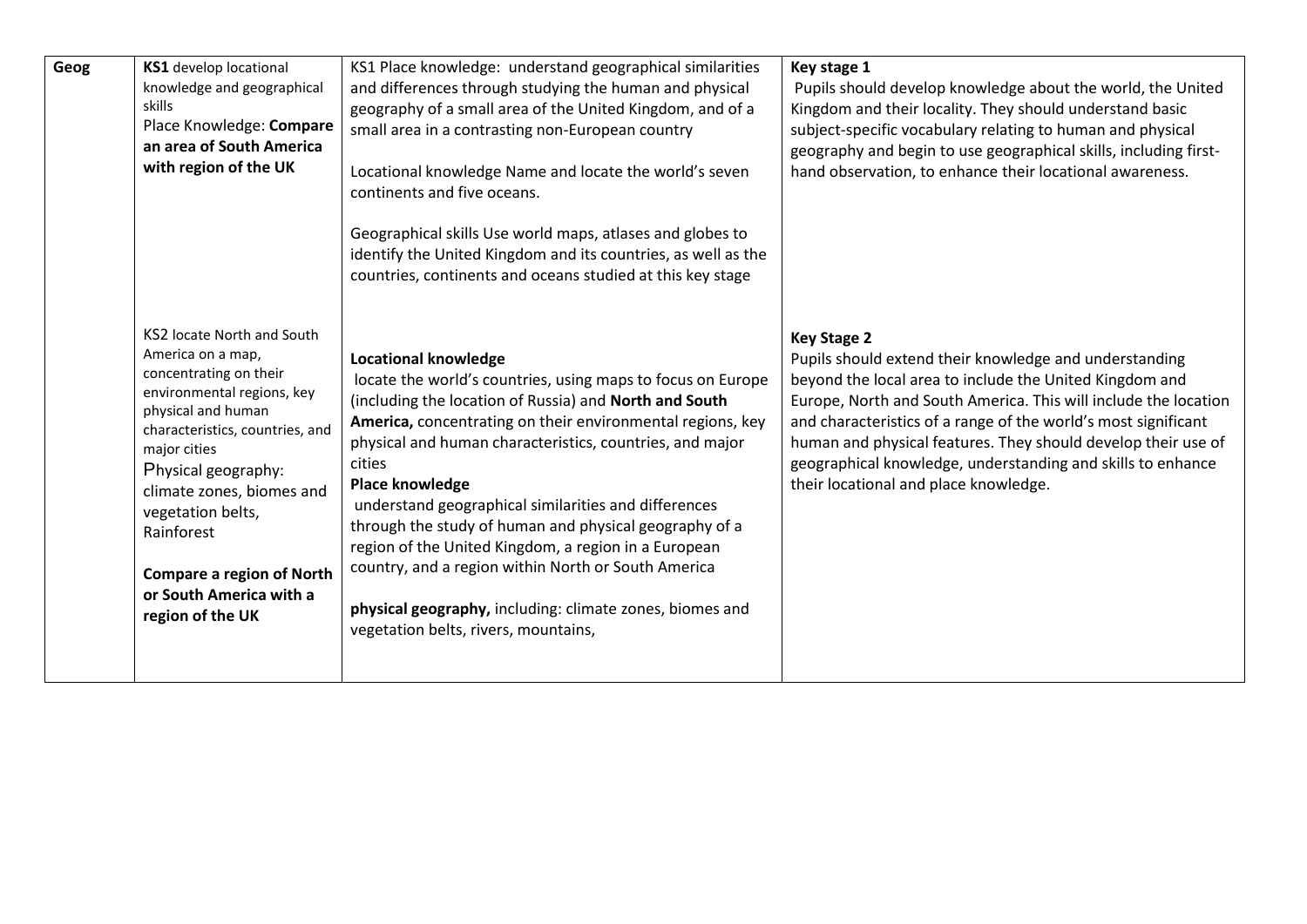| Geog | **KS1** develop locational knowledge and geographical skills<br>Place Knowledge: **Compare an area of South America with region of the UK** | KS1 Place knowledge: understand geographical similarities and differences through studying the human and physical geography of a small area of the United Kingdom, and of a small area in a contrasting non-European country<br><br>Locational knowledge Name and locate the world's seven continents and five oceans.<br><br>Geographical skills Use world maps, atlases and globes to identify the United Kingdom and its countries, as well as the countries, continents and oceans studied at this key stage | **Key stage 1**<br>Pupils should develop knowledge about the world, the United Kingdom and their locality. They should understand basic subject-specific vocabulary relating to human and physical geography and begin to use geographical skills, including first-hand observation, to enhance their locational awareness. |
|---|---|---|---|
| | KS2 locate North and South America on a map, concentrating on their environmental regions, key physical and human characteristics, countries, and major cities<br>Physical geography: climate zones, biomes and vegetation belts, Rainforest<br><br>**Compare a region of North or South America with a region of the UK** | **Locational knowledge**<br>locate the world's countries, using maps to focus on Europe (including the location of Russia) and **North and South America,** concentrating on their environmental regions, key physical and human characteristics, countries, and major cities<br>**Place knowledge**<br>understand geographical similarities and differences through the study of human and physical geography of a region of the United Kingdom, a region in a European country, and a region within North or South America<br><br>**physical geography,** including: climate zones, biomes and vegetation belts, rivers, mountains, | **Key Stage 2**<br>Pupils should extend their knowledge and understanding beyond the local area to include the United Kingdom and Europe, North and South America. This will include the location and characteristics of a range of the world's most significant human and physical features. They should develop their use of geographical knowledge, understanding and skills to enhance their locational and place knowledge. |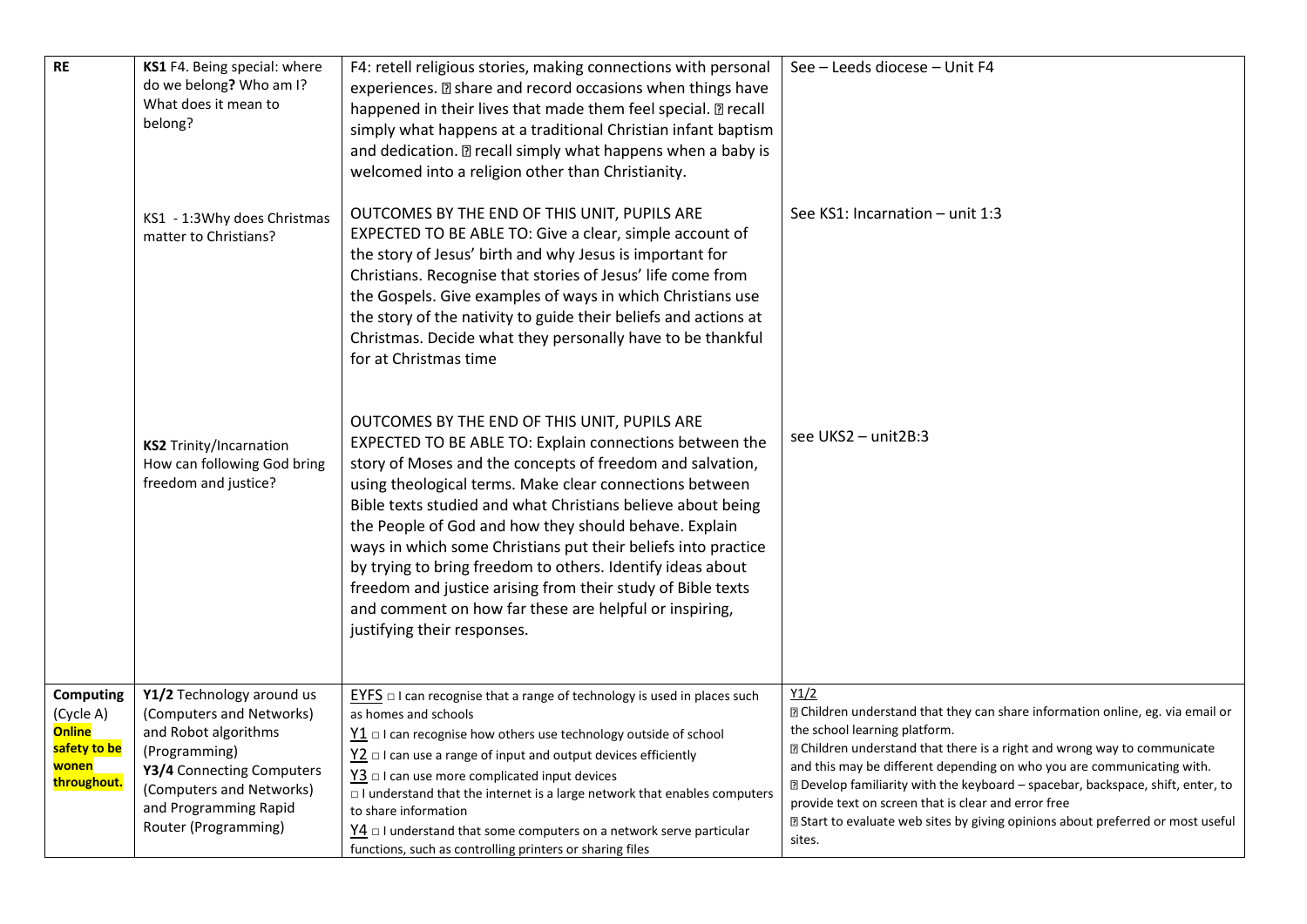| RE | **KS1** F4. Being special: where do we belong**?** Who am I? What does it mean to belong? | F4: retell religious stories, making connections with personal experiences. ▯ share and record occasions when things have happened in their lives that made them feel special. ▯ recall simply what happens at a traditional Christian infant baptism and dedication. ▯ recall simply what happens when a baby is welcomed into a religion other than Christianity. | See – Leeds diocese – Unit F4 |
|---|---|---|---|
| | KS1 - 1:3Why does Christmas matter to Christians? | OUTCOMES BY THE END OF THIS UNIT, PUPILS ARE EXPECTED TO BE ABLE TO: Give a clear, simple account of the story of Jesus' birth and why Jesus is important for Christians. Recognise that stories of Jesus' life come from the Gospels. Give examples of ways in which Christians use the story of the nativity to guide their beliefs and actions at Christmas. Decide what they personally have to be thankful for at Christmas time | See KS1: Incarnation – unit 1:3 |
| | **KS2** Trinity/Incarnation<br>How can following God bring freedom and justice? | OUTCOMES BY THE END OF THIS UNIT, PUPILS ARE EXPECTED TO BE ABLE TO: Explain connections between the story of Moses and the concepts of freedom and salvation, using theological terms. Make clear connections between Bible texts studied and what Christians believe about being the People of God and how they should behave. Explain ways in which some Christians put their beliefs into practice by trying to bring freedom to others. Identify ideas about freedom and justice arising from their study of Bible texts and comment on how far these are helpful or inspiring, justifying their responses. | see UKS2 – unit2B:3 |
| **Computing** (Cycle A) **Online safety to be wonen throughout.** | **Y1/2** Technology around us (Computers and Networks) and Robot algorithms (Programming)<br>**Y3/4** Connecting Computers (Computers and Networks) and Programming Rapid Router (Programming) | EYFS □ I can recognise that a range of technology is used in places such as homes and schools<br>Y1 □ I can recognise how others use technology outside of school<br>Y2 □ I can use a range of input and output devices efficiently<br>Y3 □ I can use more complicated input devices<br>□ I understand that the internet is a large network that enables computers to share information<br>Y4 □ I understand that some computers on a network serve particular functions, such as controlling printers or sharing files | Y1/2<br>▯ Children understand that they can share information online, eg. via email or the school learning platform.<br>▯ Children understand that there is a right and wrong way to communicate and this may be different depending on who you are communicating with.<br>▯ Develop familiarity with the keyboard – spacebar, backspace, shift, enter, to provide text on screen that is clear and error free<br>▯ Start to evaluate web sites by giving opinions about preferred or most useful sites. |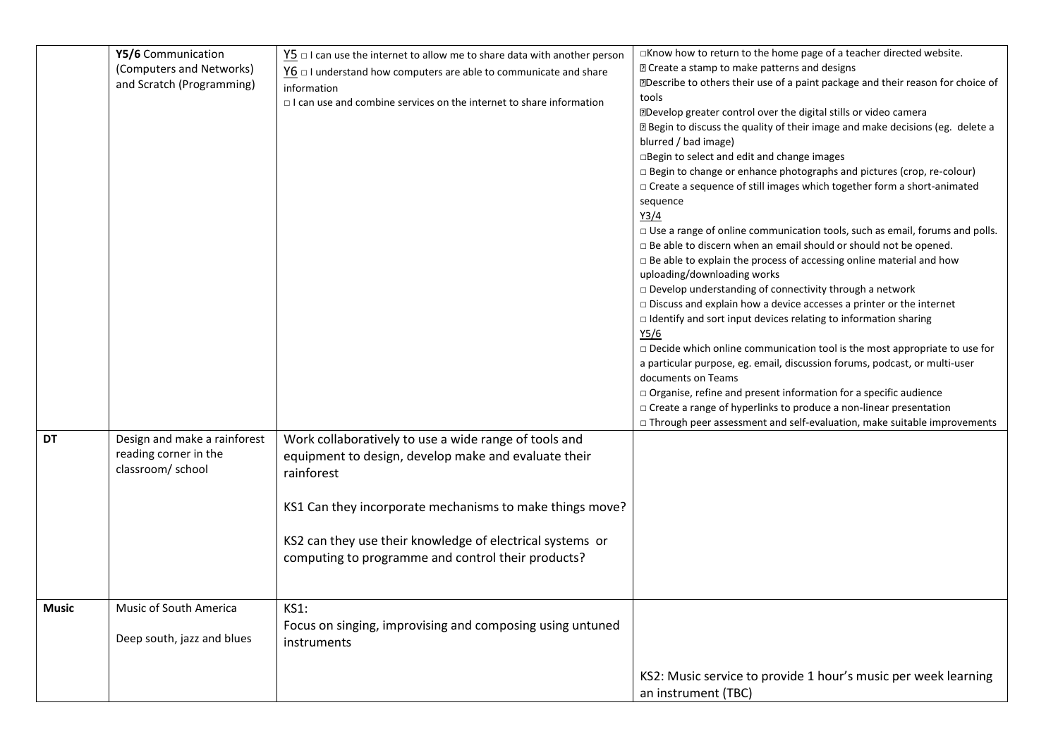|  |  |  |  |
|---|---|---|---|
|  | **Y5/6** Communication (Computers and Networks) and Scratch (Programming) | Y5 □ I can use the internet to allow me to share data with another person<br>Y6 □ I understand how computers are able to communicate and share information<br>□ I can use and combine services on the internet to share information | □Know how to return to the home page of a teacher directed website.<br>▯ Create a stamp to make patterns and designs<br>▯Describe to others their use of a paint package and their reason for choice of tools<br>▯Develop greater control over the digital stills or video camera<br>▯ Begin to discuss the quality of their image and make decisions (eg. delete a blurred / bad image)<br>□Begin to select and edit and change images<br>□ Begin to change or enhance photographs and pictures (crop, re-colour)<br>□ Create a sequence of still images which together form a short-animated sequence<br>Y3/4<br>□ Use a range of online communication tools, such as email, forums and polls.<br>□ Be able to discern when an email should or should not be opened.<br>□ Be able to explain the process of accessing online material and how uploading/downloading works<br>□ Develop understanding of connectivity through a network<br>□ Discuss and explain how a device accesses a printer or the internet<br>□ Identify and sort input devices relating to information sharing<br>Y5/6<br>□ Decide which online communication tool is the most appropriate to use for a particular purpose, eg. email, discussion forums, podcast, or multi-user documents on Teams<br>□ Organise, refine and present information for a specific audience<br>□ Create a range of hyperlinks to produce a non-linear presentation<br>□ Through peer assessment and self-evaluation, make suitable improvements |
| **DT** | Design and make a rainforest reading corner in the classroom/ school | Work collaboratively to use a wide range of tools and equipment to design, develop make and evaluate their rainforest<br><br>KS1 Can they incorporate mechanisms to make things move?<br><br>KS2 can they use their knowledge of electrical systems or computing to programme and control their products? |  |
| **Music** | Music of South America<br><br>Deep south, jazz and blues | KS1:<br>Focus on singing, improvising and composing using untuned instruments | KS2: Music service to provide 1 hour's music per week learning an instrument (TBC) |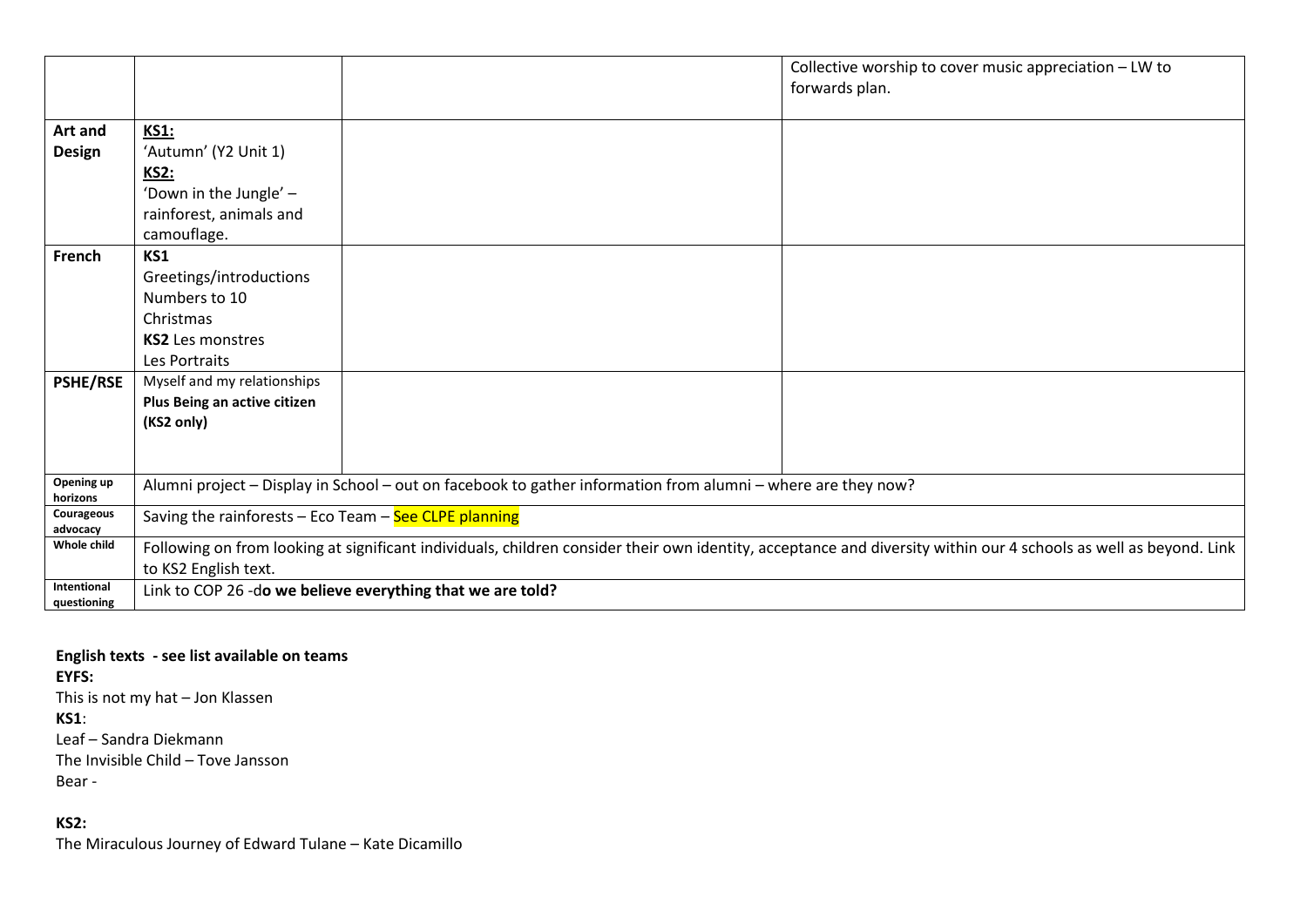| | | | |
|---|---|---|---|
| | | | Collective worship to cover music appreciation – LW to forwards plan. |
| **Art and Design** | **KS1:**<br>'Autumn' (Y2 Unit 1)<br>**KS2:**<br>'Down in the Jungle' – rainforest, animals and camouflage. | | |
| **French** | **KS1**<br>Greetings/introductions<br>Numbers to 10<br>Christmas<br>**KS2** Les monstres<br>Les Portraits | | |
| **PSHE/RSE** | Myself and my relationships<br>**Plus Being an active citizen (KS2 only)** | | |
| **Opening up horizons** | Alumni project – Display in School – out on facebook to gather information from alumni – where are they now? | | |
| **Courageous advocacy** | Saving the rainforests – Eco Team – See CLPE planning | | |
| **Whole child** | Following on from looking at significant individuals, children consider their own identity, acceptance and diversity within our 4 schools as well as beyond. Link to KS2 English text. | | |
| **Intentional questioning** | Link to COP 26 -d**o we believe everything that we are told?** | | |

**English texts - see list available on teams**

**EYFS:**

This is not my hat – Jon Klassen

**KS1**:

Leaf – Sandra Diekmann

The Invisible Child – Tove Jansson

Bear -

**KS2:**

The Miraculous Journey of Edward Tulane – Kate Dicamillo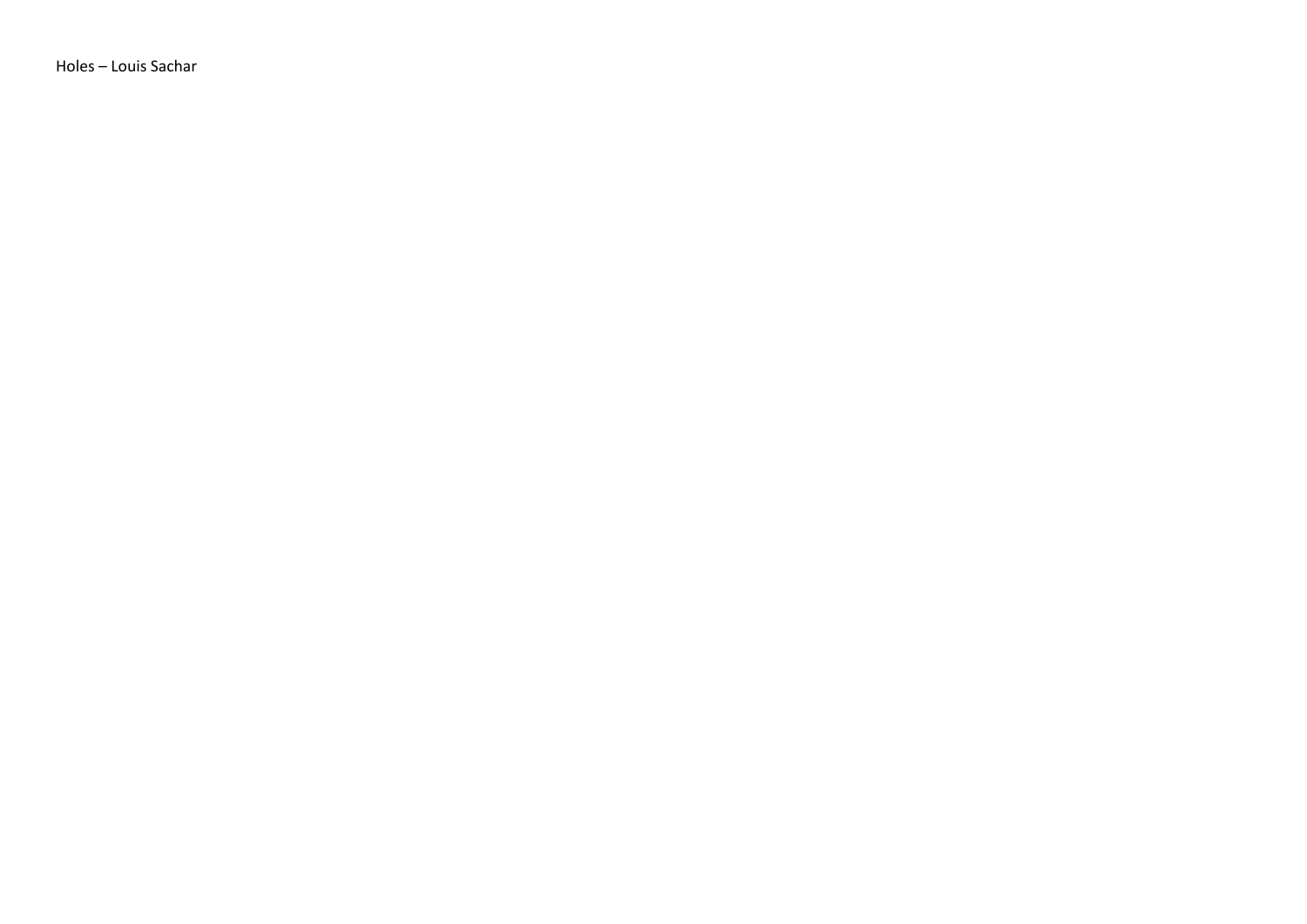Holes – Louis Sachar